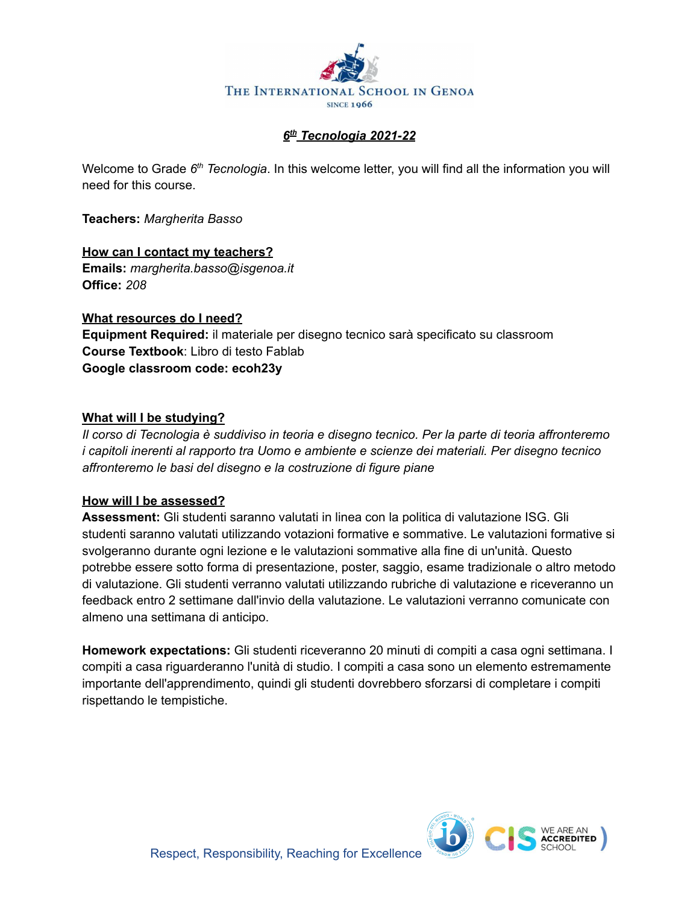THE INTERNATIONAL SCHOOL IN GENOA

SINCE 1966

## *6th Tecnologia 2021-22*

Welcome to Grade 6th *Tecnologia*. In this welcome letter, you will find all the information you will need for this course.

**Teachers:** *Margherita Basso*

**How can I contact my teachers?**

**Emails:** *margherita.basso@isgenoa.it*

**Office:** *208*

**What resources do I need?**

**Equipment Required:** il materiale per disegno tecnico sarà specificato su classroom

**Course Textbook**: Libro di testo Fablab

**Google classroom code: ecoh23y**

**What will I be studying?**

*Il corso di Tecnologia è suddiviso in teoria e disegno tecnico. Per la parte di teoria affronteremo i capitoli inerenti al rapporto tra Uomo e ambiente e scienze dei materiali. Per disegno tecnico affronteremo le basi del disegno e la costruzione di figure piane*

**How will I be assessed?**

**Assessment:** Gli studenti saranno valutati in linea con la politica di valutazione ISG. Gli studenti saranno valutati utilizzando votazioni formative e sommative. Le valutazioni formative si svolgeranno durante ogni lezione e le valutazioni sommative alla fine di un'unità. Questo potrebbe essere sotto forma di presentazione, poster, saggio, esame tradizionale o altro metodo di valutazione. Gli studenti verranno valutati utilizzando rubriche di valutazione e riceveranno un feedback entro 2 settimane dall'invio della valutazione. Le valutazioni verranno comunicate con almeno una settimana di anticipo.

**Homework expectations:** Gli studenti riceveranno 20 minuti di compiti a casa ogni settimana. I compiti a casa riguarderanno l'unità di studio. I compiti a casa sono un elemento estremamente importante dell'apprendimento, quindi gli studenti dovrebbero sforzarsi di completare i compiti rispettando le tempistiche.

Respect, Responsibility, Reaching for Excellence

WE ARE AN ACCREDITED SCHOOL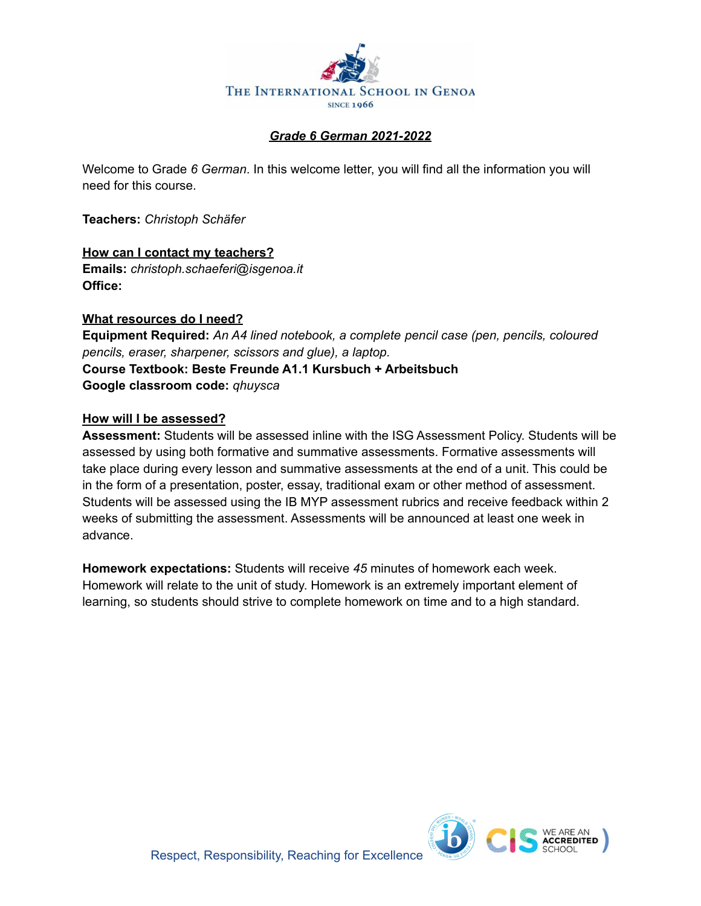THE INTERNATIONAL SCHOOL IN GENOA
SINCE 1966

## ***Grade 6 German 2021-2022***

Welcome to Grade *6 German*. In this welcome letter, you will find all the information you will need for this course.

**Teachers:** *Christoph Schäfer*

**How can I contact my teachers?**
**Emails:** *christoph.schaeferi@isgenoa.it*
**Office:**

**What resources do I need?**
**Equipment Required:** *An A4 lined notebook, a complete pencil case (pen, pencils, coloured pencils, eraser, sharpener, scissors and glue), a laptop.*
**Course Textbook: Beste Freunde A1.1 Kursbuch + Arbeitsbuch**
**Google classroom code:** *qhuysca*

**How will I be assessed?**
**Assessment:** Students will be assessed inline with the ISG Assessment Policy. Students will be assessed by using both formative and summative assessments. Formative assessments will take place during every lesson and summative assessments at the end of a unit. This could be in the form of a presentation, poster, essay, traditional exam or other method of assessment. Students will be assessed using the IB MYP assessment rubrics and receive feedback within 2 weeks of submitting the assessment. Assessments will be announced at least one week in advance.

**Homework expectations:** Students will receive *45* minutes of homework each week. Homework will relate to the unit of study. Homework is an extremely important element of learning, so students should strive to complete homework on time and to a high standard.

Respect, Responsibility, Reaching for Excellence

WE ARE AN ACCREDITED SCHOOL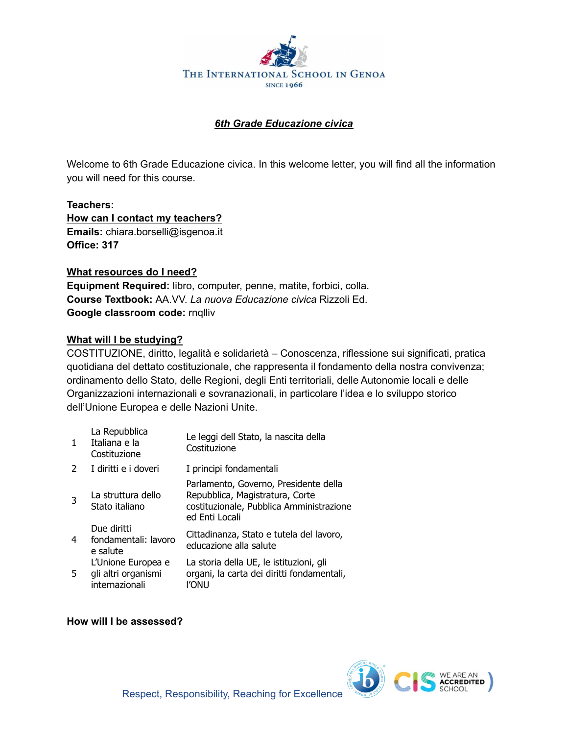# 6th Grade Educazione civica

Welcome to 6th Grade Educazione civica. In this welcome letter, you will find all the information you will need for this course.

**Teachers:**

**How can I contact my teachers?**

**Emails:** chiara.borselli@isgenoa.it

**Office: 317**

**What resources do I need?**

**Equipment Required:** libro, computer, penne, matite, forbici, colla.

**Course Textbook:** AA.VV. *La nuova Educazione civica* Rizzoli Ed.

**Google classroom code:** rnqlliv

**What will I be studying?**

COSTITUZIONE, diritto, legalità e solidarietà – Conoscenza, riflessione sui significati, pratica quotidiana del dettato costituzionale, che rappresenta il fondamento della nostra convivenza; ordinamento dello Stato, delle Regioni, degli Enti territoriali, delle Autonomie locali e delle Organizzazioni internazionali e sovranazionali, in particolare l'idea e lo sviluppo storico dell'Unione Europea e delle Nazioni Unite.

| | | |
|---|---|---|
| 1 | La Repubblica Italiana e la Costituzione | Le leggi dell Stato, la nascita della Costituzione |
| 2 | I diritti e i doveri | I principi fondamentali |
| 3 | La struttura dello Stato italiano | Parlamento, Governo, Presidente della Repubblica, Magistratura, Corte costituzionale, Pubblica Amministrazione ed Enti Locali |
| 4 | Due diritti fondamentali: lavoro e salute | Cittadinanza, Stato e tutela del lavoro, educazione alla salute |
| 5 | L'Unione Europea e gli altri organismi internazionali | La storia della UE, le istituzioni, gli organi, la carta dei diritti fondamentali, l'ONU |

**How will I be assessed?**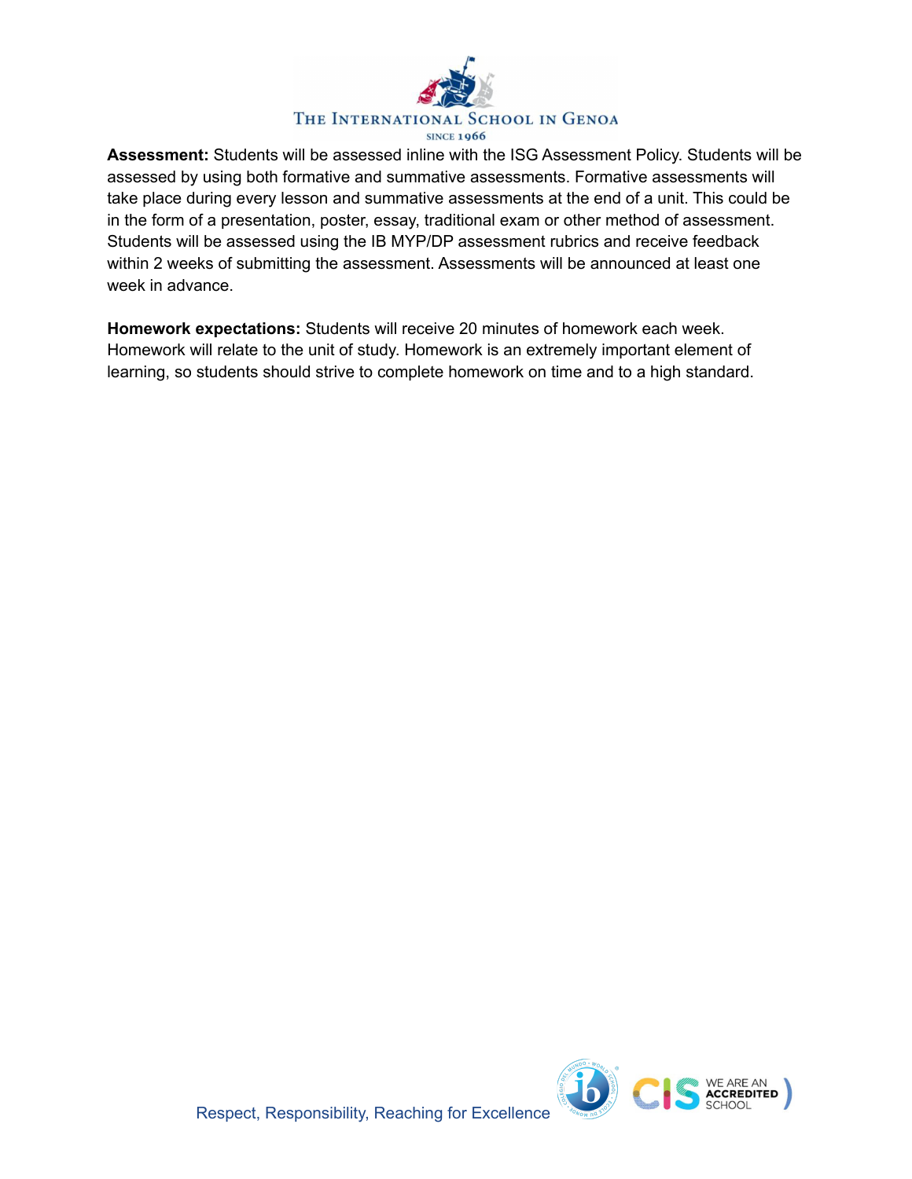**Assessment:** Students will be assessed inline with the ISG Assessment Policy. Students will be assessed by using both formative and summative assessments. Formative assessments will take place during every lesson and summative assessments at the end of a unit. This could be in the form of a presentation, poster, essay, traditional exam or other method of assessment. Students will be assessed using the IB MYP/DP assessment rubrics and receive feedback within 2 weeks of submitting the assessment. Assessments will be announced at least one week in advance.

**Homework expectations:** Students will receive 20 minutes of homework each week. Homework will relate to the unit of study. Homework is an extremely important element of learning, so students should strive to complete homework on time and to a high standard.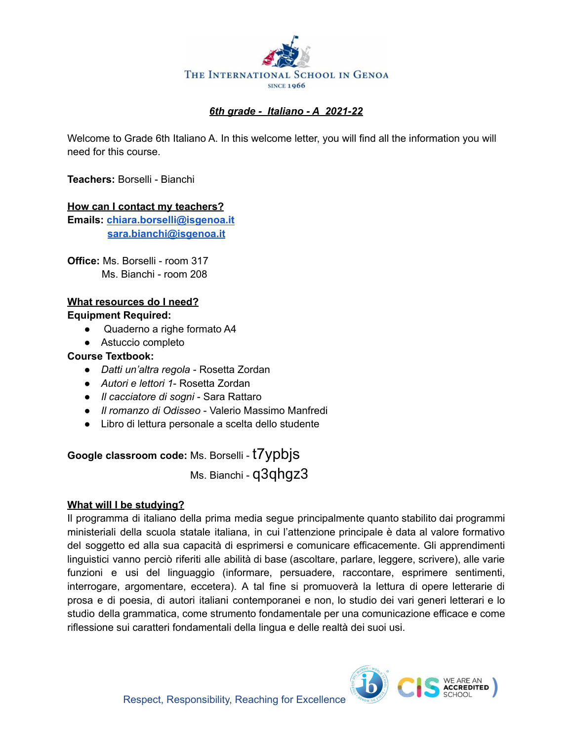THE INTERNATIONAL SCHOOL IN GENOA
SINCE 1966

## *6th grade - Italiano - A 2021-22*

Welcome to Grade 6th Italiano A. In this welcome letter, you will find all the information you will need for this course.

**Teachers:** Borselli - Bianchi

**How can I contact my teachers?**
**Emails:** chiara.borselli@isgenoa.it
sara.bianchi@isgenoa.it

**Office:** Ms. Borselli - room 317
Ms. Bianchi - room 208

**What resources do I need?**
**Equipment Required:**

- Quaderno a righe formato A4
- Astuccio completo

**Course Textbook:**

- *Datti un'altra regola* - Rosetta Zordan
- *Autori e lettori 1*- Rosetta Zordan
- *Il cacciatore di sogni* - Sara Rattaro
- *Il romanzo di Odisseo* - Valerio Massimo Manfredi
- Libro di lettura personale a scelta dello studente

**Google classroom code:** Ms. Borselli - t7ypbjs
Ms. Bianchi - q3qhgz3

**What will I be studying?**
Il programma di italiano della prima media segue principalmente quanto stabilito dai programmi ministeriali della scuola statale italiana, in cui l'attenzione principale è data al valore formativo del soggetto ed alla sua capacità di esprimersi e comunicare efficacemente. Gli apprendimenti linguistici vanno perciò riferiti alle abilità di base (ascoltare, parlare, leggere, scrivere), alle varie funzioni e usi del linguaggio (informare, persuadere, raccontare, esprimere sentimenti, interrogare, argomentare, eccetera). A tal fine si promuoverà la lettura di opere letterarie di prosa e di poesia, di autori italiani contemporanei e non, lo studio dei vari generi letterari e lo studio della grammatica, come strumento fondamentale per una comunicazione efficace e come riflessione sui caratteri fondamentali della lingua e delle realtà dei suoi usi.

Respect, Responsibility, Reaching for Excellence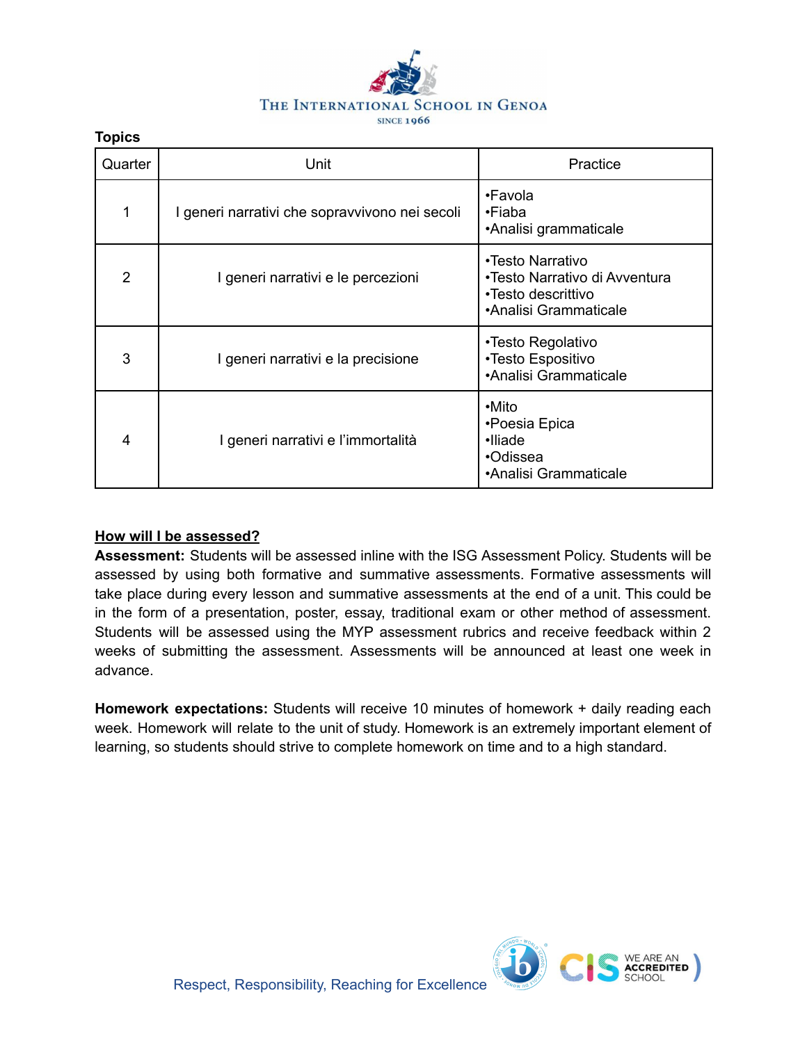**Topics**

| Quarter | Unit | Practice |
|---|---|---|
| 1 | I generi narrativi che sopravvivono nei secoli | •Favola<br>•Fiaba<br>•Analisi grammaticale |
| 2 | I generi narrativi e le percezioni | •Testo Narrativo<br>•Testo Narrativo di Avventura<br>•Testo descrittivo<br>•Analisi Grammaticale |
| 3 | I generi narrativi e la precisione | •Testo Regolativo<br>•Testo Espositivo<br>•Analisi Grammaticale |
| 4 | I generi narrativi e l'immortalità | •Mito<br>•Poesia Epica<br>•Iliade<br>•Odissea<br>•Analisi Grammaticale |

**How will I be assessed?**

**Assessment:** Students will be assessed inline with the ISG Assessment Policy. Students will be assessed by using both formative and summative assessments. Formative assessments will take place during every lesson and summative assessments at the end of a unit. This could be in the form of a presentation, poster, essay, traditional exam or other method of assessment. Students will be assessed using the MYP assessment rubrics and receive feedback within 2 weeks of submitting the assessment. Assessments will be announced at least one week in advance.

**Homework expectations:** Students will receive 10 minutes of homework + daily reading each week. Homework will relate to the unit of study. Homework is an extremely important element of learning, so students should strive to complete homework on time and to a high standard.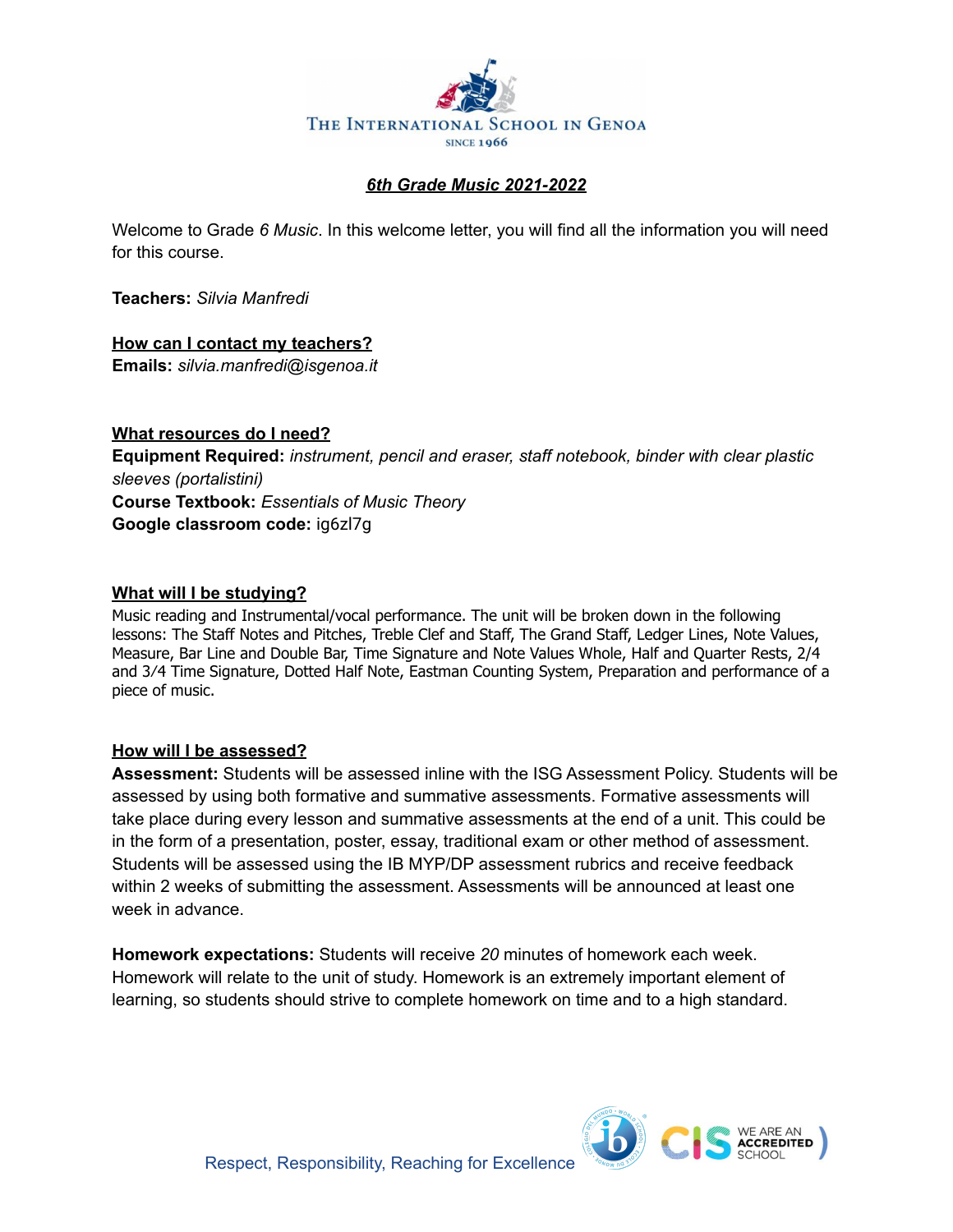THE INTERNATIONAL SCHOOL IN GENOA

SINCE 1966

## ***6th Grade Music 2021-2022***

Welcome to Grade *6 Music*. In this welcome letter, you will find all the information you will need for this course.

**Teachers:** *Silvia Manfredi*

### How can I contact my teachers?

**Emails:** *silvia.manfredi@isgenoa.it*

### What resources do I need?

**Equipment Required:** *instrument, pencil and eraser, staff notebook, binder with clear plastic sleeves (portalistini)*

**Course Textbook:** *Essentials of Music Theory*

**Google classroom code:** ig6zl7g

### What will I be studying?

Music reading and Instrumental/vocal performance. The unit will be broken down in the following lessons: The Staff Notes and Pitches, Treble Clef and Staff, The Grand Staff, Ledger Lines, Note Values, Measure, Bar Line and Double Bar, Time Signature and Note Values Whole, Half and Quarter Rests, 2/4 and 3/4 Time Signature, Dotted Half Note, Eastman Counting System, Preparation and performance of a piece of music.

### How will I be assessed?

**Assessment:** Students will be assessed inline with the ISG Assessment Policy. Students will be assessed by using both formative and summative assessments. Formative assessments will take place during every lesson and summative assessments at the end of a unit. This could be in the form of a presentation, poster, essay, traditional exam or other method of assessment. Students will be assessed using the IB MYP/DP assessment rubrics and receive feedback within 2 weeks of submitting the assessment. Assessments will be announced at least one week in advance.

**Homework expectations:** Students will receive *20* minutes of homework each week. Homework will relate to the unit of study. Homework is an extremely important element of learning, so students should strive to complete homework on time and to a high standard.

Respect, Responsibility, Reaching for Excellence

WE ARE AN ACCREDITED SCHOOL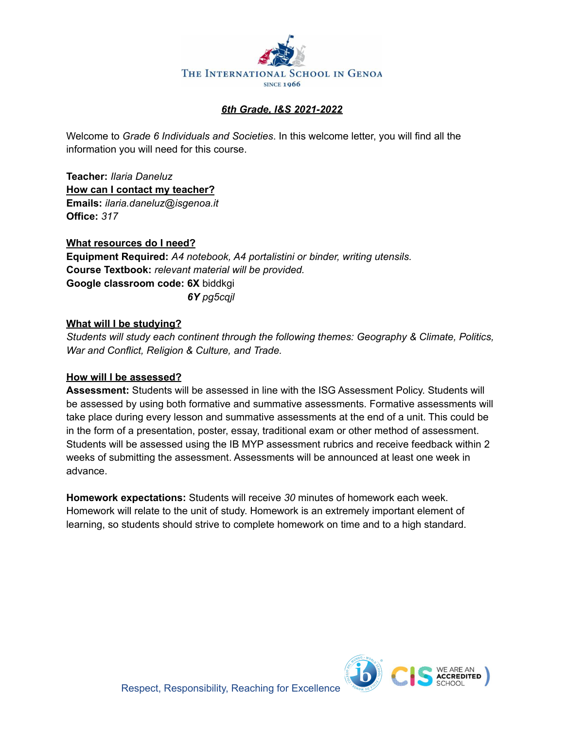The International School in Genoa
Since 1966

## *6th Grade, I&S 2021-2022*

Welcome to *Grade 6 Individuals and Societies*. In this welcome letter, you will find all the information you will need for this course.

**Teacher:** *Ilaria Daneluz*
**How can I contact my teacher?**
**Emails:** *ilaria.daneluz@isgenoa.it*
**Office:** *317*

**What resources do I need?**
**Equipment Required:** *A4 notebook, A4 portalistini or binder, writing utensils.*
**Course Textbook:** *relevant material will be provided.*
**Google classroom code: 6X** biddkgi
***6Y*** *pg5cqjl*

**What will I be studying?**
*Students will study each continent through the following themes: Geography & Climate, Politics, War and Conflict, Religion & Culture, and Trade.*

**How will I be assessed?**
**Assessment:** Students will be assessed in line with the ISG Assessment Policy. Students will be assessed by using both formative and summative assessments. Formative assessments will take place during every lesson and summative assessments at the end of a unit. This could be in the form of a presentation, poster, essay, traditional exam or other method of assessment. Students will be assessed using the IB MYP assessment rubrics and receive feedback within 2 weeks of submitting the assessment. Assessments will be announced at least one week in advance.

**Homework expectations:** Students will receive *30* minutes of homework each week. Homework will relate to the unit of study. Homework is an extremely important element of learning, so students should strive to complete homework on time and to a high standard.

Respect, Responsibility, Reaching for Excellence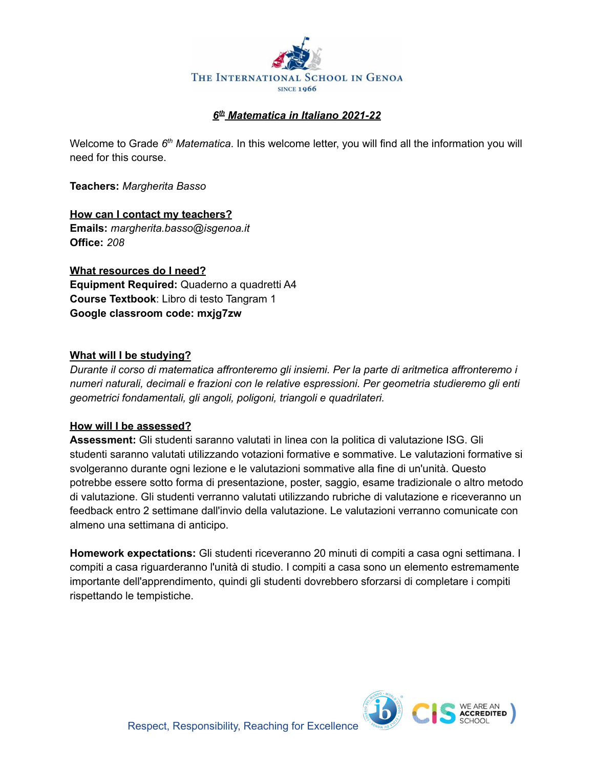# ***6th Matematica in Italiano 2021-22***

Welcome to Grade 6th *Matematica*. In this welcome letter, you will find all the information you will need for this course.

**Teachers:** *Margherita Basso*

## How can I contact my teachers?

**Emails:** *margherita.basso@isgenoa.it*
**Office:** *208*

## What resources do I need?

**Equipment Required:** Quaderno a quadretti A4
**Course Textbook**: Libro di testo Tangram 1
**Google classroom code: mxjg7zw**

## What will I be studying?

*Durante il corso di matematica affronteremo gli insiemi. Per la parte di aritmetica affronteremo i numeri naturali, decimali e frazioni con le relative espressioni. Per geometria studieremo gli enti geometrici fondamentali, gli angoli, poligoni, triangoli e quadrilateri.*

## How will I be assessed?

**Assessment:** Gli studenti saranno valutati in linea con la politica di valutazione ISG. Gli studenti saranno valutati utilizzando votazioni formative e sommative. Le valutazioni formative si svolgeranno durante ogni lezione e le valutazioni sommative alla fine di un'unità. Questo potrebbe essere sotto forma di presentazione, poster, saggio, esame tradizionale o altro metodo di valutazione. Gli studenti verranno valutati utilizzando rubriche di valutazione e riceveranno un feedback entro 2 settimane dall'invio della valutazione. Le valutazioni verranno comunicate con almeno una settimana di anticipo.

**Homework expectations:** Gli studenti riceveranno 20 minuti di compiti a casa ogni settimana. I compiti a casa riguarderanno l'unità di studio. I compiti a casa sono un elemento estremamente importante dell'apprendimento, quindi gli studenti dovrebbero sforzarsi di completare i compiti rispettando le tempistiche.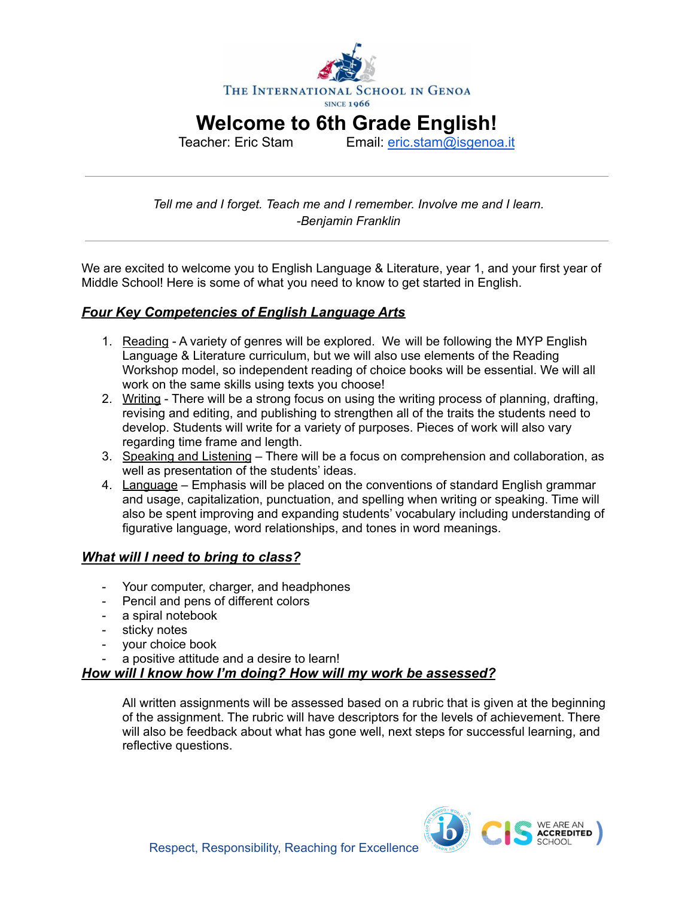THE INTERNATIONAL SCHOOL IN GENOA

SINCE 1966

# Welcome to 6th Grade English!

Teacher: Eric Stam Email: eric.stam@isgenoa.it

---

*Tell me and I forget. Teach me and I remember. Involve me and I learn.*
*-Benjamin Franklin*

---

We are excited to welcome you to English Language & Literature, year 1, and your first year of Middle School! Here is some of what you need to know to get started in English.

## ***Four Key Competencies of English Language Arts***

1. Reading - A variety of genres will be explored. We will be following the MYP English Language & Literature curriculum, but we will also use elements of the Reading Workshop model, so independent reading of choice books will be essential. We will all work on the same skills using texts you choose!
2. Writing - There will be a strong focus on using the writing process of planning, drafting, revising and editing, and publishing to strengthen all of the traits the students need to develop. Students will write for a variety of purposes. Pieces of work will also vary regarding time frame and length.
3. Speaking and Listening – There will be a focus on comprehension and collaboration, as well as presentation of the students' ideas.
4. Language – Emphasis will be placed on the conventions of standard English grammar and usage, capitalization, punctuation, and spelling when writing or speaking. Time will also be spent improving and expanding students' vocabulary including understanding of figurative language, word relationships, and tones in word meanings.

## ***What will I need to bring to class?***

- Your computer, charger, and headphones
- Pencil and pens of different colors
- a spiral notebook
- sticky notes
- your choice book
- a positive attitude and a desire to learn!

## ***How will I know how I'm doing? How will my work be assessed?***

All written assignments will be assessed based on a rubric that is given at the beginning of the assignment. The rubric will have descriptors for the levels of achievement. There will also be feedback about what has gone well, next steps for successful learning, and reflective questions.

Respect, Responsibility, Reaching for Excellence

WE ARE AN ACCREDITED SCHOOL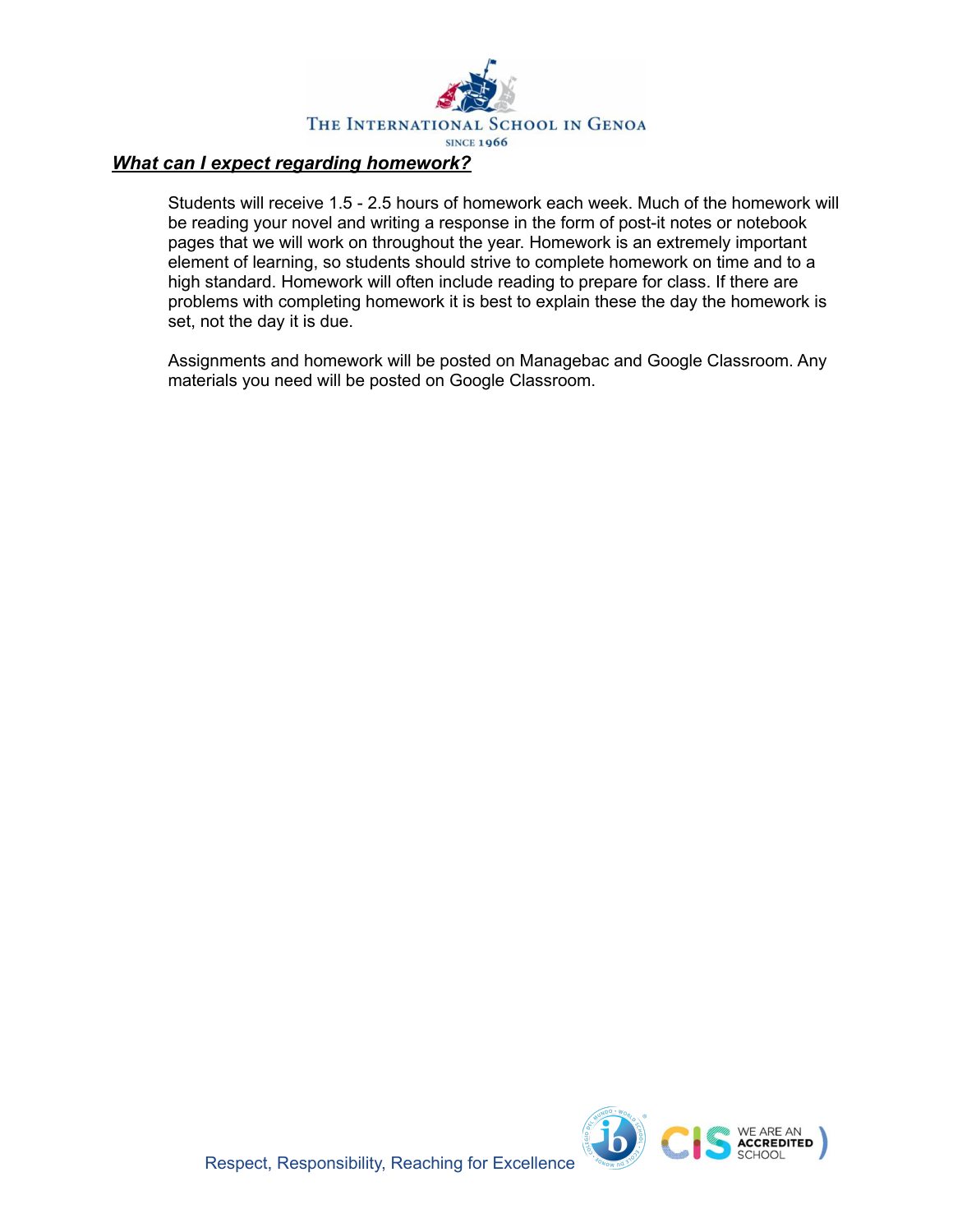## ***What can I expect regarding homework?***

Students will receive 1.5 - 2.5 hours of homework each week. Much of the homework will be reading your novel and writing a response in the form of post-it notes or notebook pages that we will work on throughout the year. Homework is an extremely important element of learning, so students should strive to complete homework on time and to a high standard. Homework will often include reading to prepare for class. If there are problems with completing homework it is best to explain these the day the homework is set, not the day it is due.

Assignments and homework will be posted on Managebac and Google Classroom. Any materials you need will be posted on Google Classroom.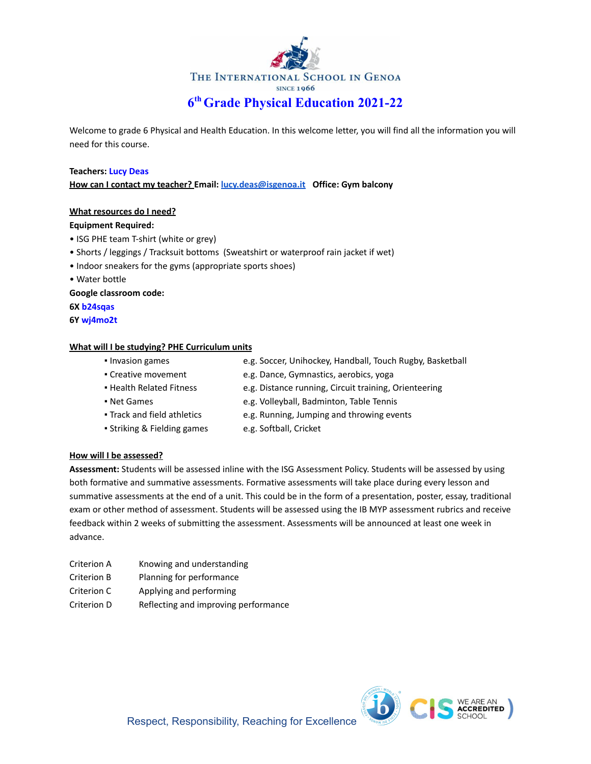THE INTERNATIONAL SCHOOL IN GENOA

SINCE 1966

# 6th Grade Physical Education 2021-22

Welcome to grade 6 Physical and Health Education. In this welcome letter, you will find all the information you will need for this course.

**Teachers:** Lucy Deas

**How can I contact my teacher? Email:** lucy.deas@isgenoa.it **Office: Gym balcony**

**What resources do I need?**

**Equipment Required:**

- ISG PHE team T-shirt (white or grey)
- Shorts / leggings / Tracksuit bottoms (Sweatshirt or waterproof rain jacket if wet)
- Indoor sneakers for the gyms (appropriate sports shoes)
- Water bottle

**Google classroom code:**

**6X** b24sqas

**6Y** wj4mo2t

**What will I be studying? PHE Curriculum units**

| | |
|---|---|
| ▪ Invasion games | e.g. Soccer, Unihockey, Handball, Touch Rugby, Basketball |
| ▪ Creative movement | e.g. Dance, Gymnastics, aerobics, yoga |
| ▪ Health Related Fitness | e.g. Distance running, Circuit training, Orienteering |
| ▪ Net Games | e.g. Volleyball, Badminton, Table Tennis |
| ▪ Track and field athletics | e.g. Running, Jumping and throwing events |
| ▪ Striking & Fielding games | e.g. Softball, Cricket |

**How will I be assessed?**

**Assessment:** Students will be assessed inline with the ISG Assessment Policy. Students will be assessed by using both formative and summative assessments. Formative assessments will take place during every lesson and summative assessments at the end of a unit. This could be in the form of a presentation, poster, essay, traditional exam or other method of assessment. Students will be assessed using the IB MYP assessment rubrics and receive feedback within 2 weeks of submitting the assessment. Assessments will be announced at least one week in advance.

| | |
|---|---|
| Criterion A | Knowing and understanding |
| Criterion B | Planning for performance |
| Criterion C | Applying and performing |
| Criterion D | Reflecting and improving performance |

Respect, Responsibility, Reaching for Excellence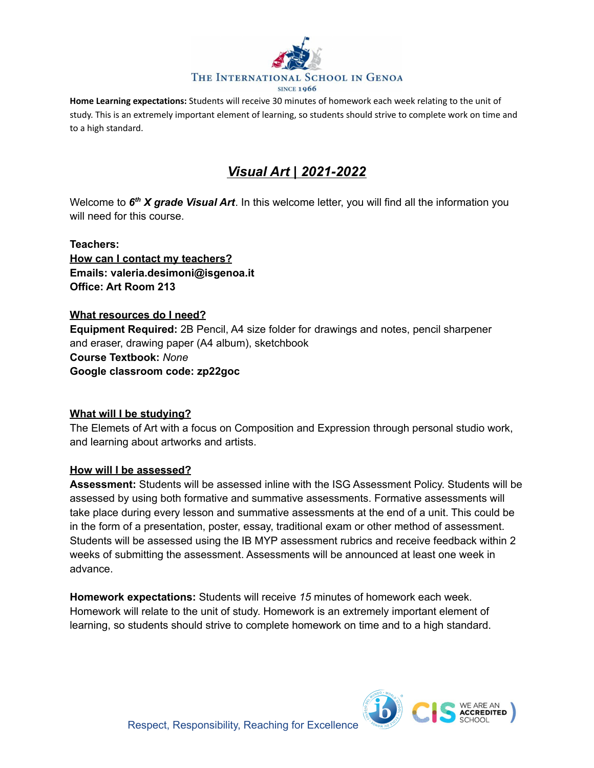**Home Learning expectations:** Students will receive 30 minutes of homework each week relating to the unit of study. This is an extremely important element of learning, so students should strive to complete work on time and to a high standard.

# ***Visual Art | 2021-2022***

Welcome to ***6th X grade Visual Art***. In this welcome letter, you will find all the information you will need for this course.

**Teachers:**

**How can I contact my teachers?**

**Emails: valeria.desimoni@isgenoa.it**

**Office: Art Room 213**

**What resources do I need?**

**Equipment Required:** 2B Pencil, A4 size folder for drawings and notes, pencil sharpener and eraser, drawing paper (A4 album), sketchbook

**Course Textbook:** *None*

**Google classroom code: zp22goc**

**What will I be studying?**

The Elemets of Art with a focus on Composition and Expression through personal studio work, and learning about artworks and artists.

**How will I be assessed?**

**Assessment:** Students will be assessed inline with the ISG Assessment Policy. Students will be assessed by using both formative and summative assessments. Formative assessments will take place during every lesson and summative assessments at the end of a unit. This could be in the form of a presentation, poster, essay, traditional exam or other method of assessment. Students will be assessed using the IB MYP assessment rubrics and receive feedback within 2 weeks of submitting the assessment. Assessments will be announced at least one week in advance.

**Homework expectations:** Students will receive *15* minutes of homework each week. Homework will relate to the unit of study. Homework is an extremely important element of learning, so students should strive to complete homework on time and to a high standard.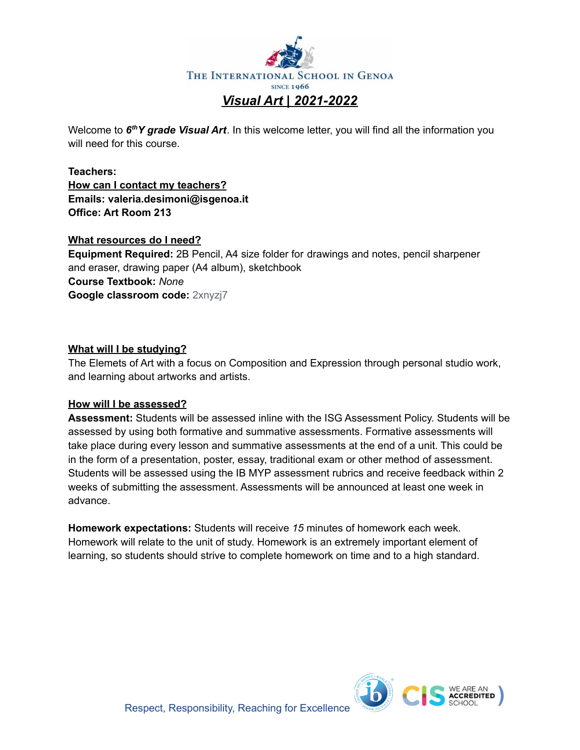THE INTERNATIONAL SCHOOL IN GENOA

SINCE 1966

# *Visual Art | 2021-2022*

Welcome to ***6th Y grade Visual Art***. In this welcome letter, you will find all the information you will need for this course.

**Teachers:**

**How can I contact my teachers?**

**Emails: valeria.desimoni@isgenoa.it**

**Office: Art Room 213**

**What resources do I need?**

**Equipment Required:** 2B Pencil, A4 size folder for drawings and notes, pencil sharpener and eraser, drawing paper (A4 album), sketchbook

**Course Textbook:** *None*

**Google classroom code:** 2xnyzj7

**What will I be studying?**

The Elemets of Art with a focus on Composition and Expression through personal studio work, and learning about artworks and artists.

**How will I be assessed?**

**Assessment:** Students will be assessed inline with the ISG Assessment Policy. Students will be assessed by using both formative and summative assessments. Formative assessments will take place during every lesson and summative assessments at the end of a unit. This could be in the form of a presentation, poster, essay, traditional exam or other method of assessment. Students will be assessed using the IB MYP assessment rubrics and receive feedback within 2 weeks of submitting the assessment. Assessments will be announced at least one week in advance.

**Homework expectations:** Students will receive *15* minutes of homework each week. Homework will relate to the unit of study. Homework is an extremely important element of learning, so students should strive to complete homework on time and to a high standard.

Respect, Responsibility, Reaching for Excellence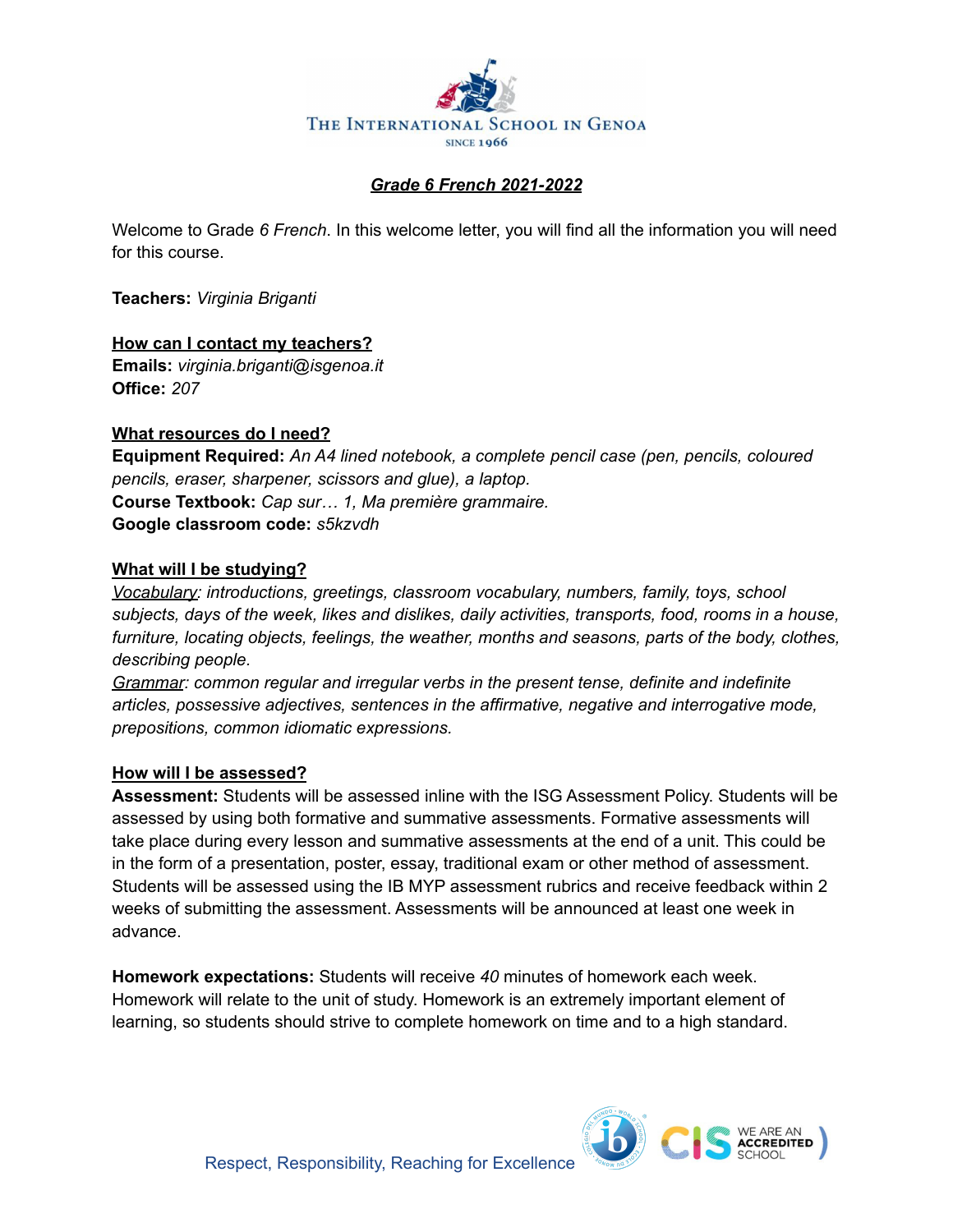THE INTERNATIONAL SCHOOL IN GENOA
SINCE 1966

# ***Grade 6 French 2021-2022***

Welcome to Grade *6 French*. In this welcome letter, you will find all the information you will need for this course.

**Teachers:** *Virginia Briganti*

## **How can I contact my teachers?**

**Emails:** *virginia.briganti@isgenoa.it*
**Office:** *207*

## **What resources do I need?**

**Equipment Required:** *An A4 lined notebook, a complete pencil case (pen, pencils, coloured pencils, eraser, sharpener, scissors and glue), a laptop.*
**Course Textbook:** *Cap sur… 1, Ma première grammaire.*
**Google classroom code:** *s5kzvdh*

## **What will I be studying?**

*Vocabulary: introductions, greetings, classroom vocabulary, numbers, family, toys, school subjects, days of the week, likes and dislikes, daily activities, transports, food, rooms in a house, furniture, locating objects, feelings, the weather, months and seasons, parts of the body, clothes, describing people.*
*Grammar: common regular and irregular verbs in the present tense, definite and indefinite articles, possessive adjectives, sentences in the affirmative, negative and interrogative mode, prepositions, common idiomatic expressions.*

## **How will I be assessed?**

**Assessment:** Students will be assessed inline with the ISG Assessment Policy. Students will be assessed by using both formative and summative assessments. Formative assessments will take place during every lesson and summative assessments at the end of a unit. This could be in the form of a presentation, poster, essay, traditional exam or other method of assessment. Students will be assessed using the IB MYP assessment rubrics and receive feedback within 2 weeks of submitting the assessment. Assessments will be announced at least one week in advance.

**Homework expectations:** Students will receive *40* minutes of homework each week. Homework will relate to the unit of study. Homework is an extremely important element of learning, so students should strive to complete homework on time and to a high standard.

Respect, Responsibility, Reaching for Excellence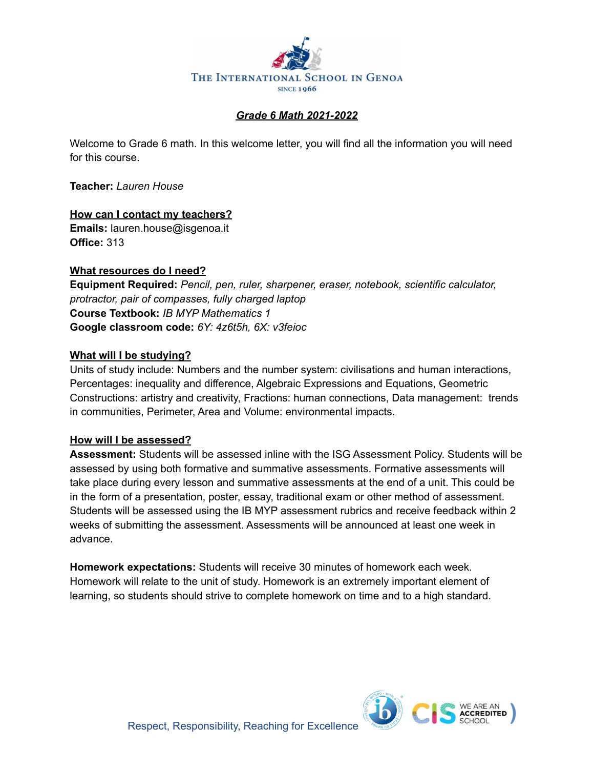THE INTERNATIONAL SCHOOL IN GENOA

SINCE 1966

# *Grade 6 Math 2021-2022*

Welcome to Grade 6 math. In this welcome letter, you will find all the information you will need for this course.

**Teacher:** *Lauren House*

## How can I contact my teachers?

**Emails:** lauren.house@isgenoa.it
**Office:** 313

## What resources do I need?

**Equipment Required:** *Pencil, pen, ruler, sharpener, eraser, notebook, scientific calculator, protractor, pair of compasses, fully charged laptop*
**Course Textbook:** *IB MYP Mathematics 1*
**Google classroom code:** *6Y: 4z6t5h, 6X: v3feioc*

## What will I be studying?

Units of study include: Numbers and the number system: civilisations and human interactions, Percentages: inequality and difference, Algebraic Expressions and Equations, Geometric Constructions: artistry and creativity, Fractions: human connections, Data management: trends in communities, Perimeter, Area and Volume: environmental impacts.

## How will I be assessed?

**Assessment:** Students will be assessed inline with the ISG Assessment Policy. Students will be assessed by using both formative and summative assessments. Formative assessments will take place during every lesson and summative assessments at the end of a unit. This could be in the form of a presentation, poster, essay, traditional exam or other method of assessment. Students will be assessed using the IB MYP assessment rubrics and receive feedback within 2 weeks of submitting the assessment. Assessments will be announced at least one week in advance.

**Homework expectations:** Students will receive 30 minutes of homework each week. Homework will relate to the unit of study. Homework is an extremely important element of learning, so students should strive to complete homework on time and to a high standard.

Respect, Responsibility, Reaching for Excellence

WE ARE AN ACCREDITED SCHOOL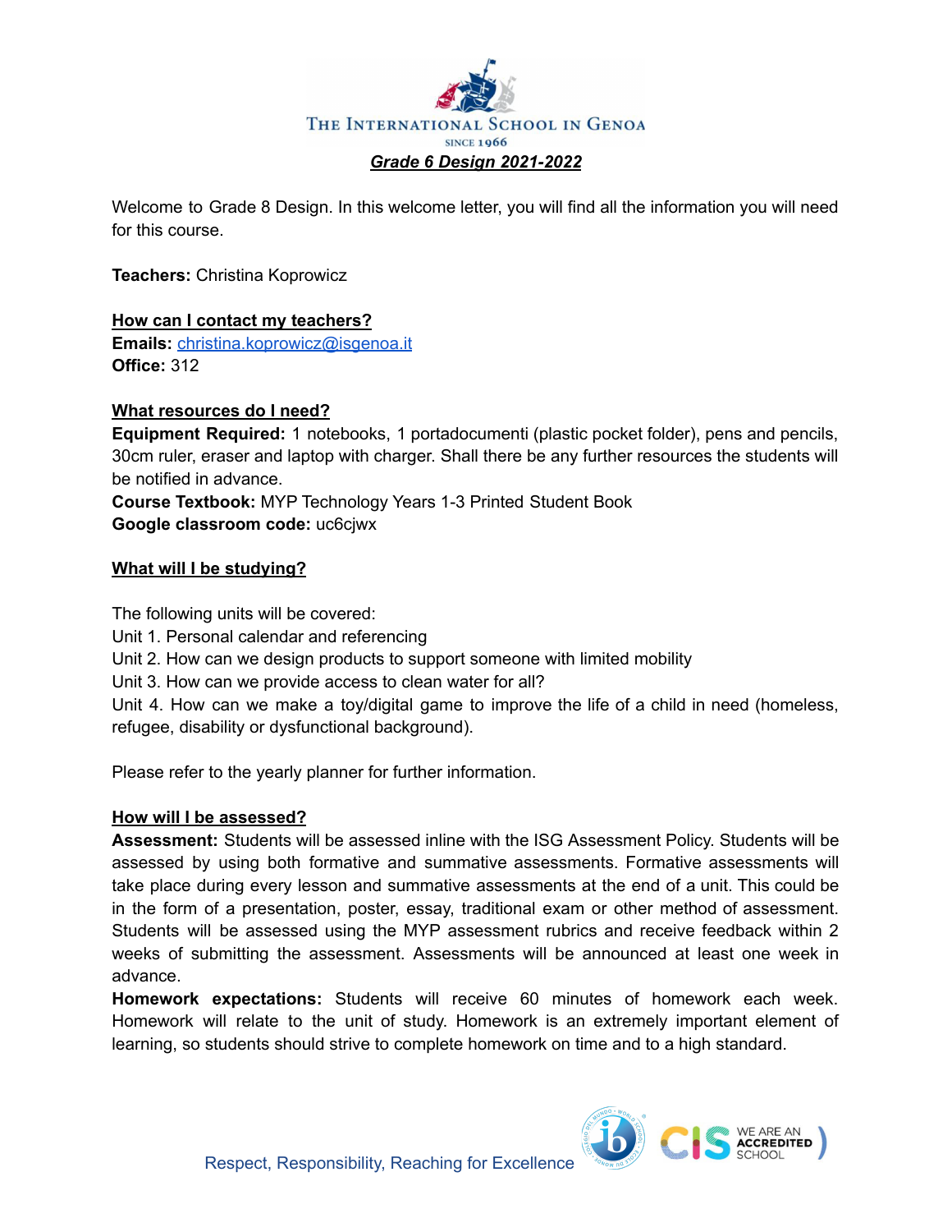The International School in Genoa

Since 1966

***Grade 6 Design 2021-2022***

Welcome to Grade 8 Design. In this welcome letter, you will find all the information you will need for this course.

**Teachers:** Christina Koprowicz

**How can I contact my teachers?**

**Emails:** christina.koprowicz@isgenoa.it

**Office:** 312

**What resources do I need?**

**Equipment Required:** 1 notebooks, 1 portadocumenti (plastic pocket folder), pens and pencils, 30cm ruler, eraser and laptop with charger. Shall there be any further resources the students will be notified in advance.

**Course Textbook:** MYP Technology Years 1-3 Printed Student Book

**Google classroom code:** uc6cjwx

**What will I be studying?**

The following units will be covered:

Unit 1. Personal calendar and referencing

Unit 2. How can we design products to support someone with limited mobility

Unit 3. How can we provide access to clean water for all?

Unit 4. How can we make a toy/digital game to improve the life of a child in need (homeless, refugee, disability or dysfunctional background).

Please refer to the yearly planner for further information.

**How will I be assessed?**

**Assessment:** Students will be assessed inline with the ISG Assessment Policy. Students will be assessed by using both formative and summative assessments. Formative assessments will take place during every lesson and summative assessments at the end of a unit. This could be in the form of a presentation, poster, essay, traditional exam or other method of assessment. Students will be assessed using the MYP assessment rubrics and receive feedback within 2 weeks of submitting the assessment. Assessments will be announced at least one week in advance.

**Homework expectations:** Students will receive 60 minutes of homework each week. Homework will relate to the unit of study. Homework is an extremely important element of learning, so students should strive to complete homework on time and to a high standard.

Respect, Responsibility, Reaching for Excellence

WE ARE AN ACCREDITED SCHOOL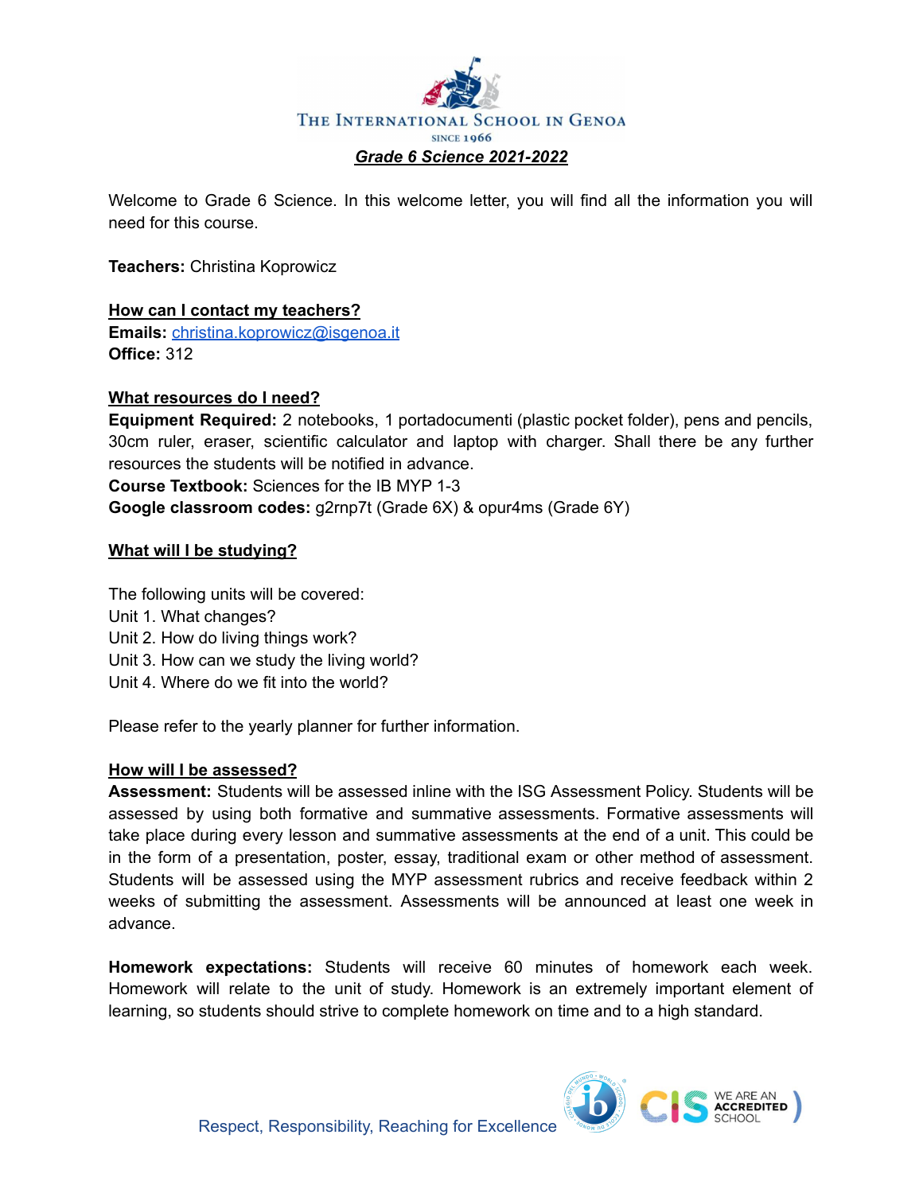THE INTERNATIONAL SCHOOL IN GENOA

SINCE 1966

***Grade 6 Science 2021-2022***

Welcome to Grade 6 Science. In this welcome letter, you will find all the information you will need for this course.

**Teachers:** Christina Koprowicz

**How can I contact my teachers?**

**Emails:** christina.koprowicz@isgenoa.it
**Office:** 312

**What resources do I need?**

**Equipment Required:** 2 notebooks, 1 portadocumenti (plastic pocket folder), pens and pencils, 30cm ruler, eraser, scientific calculator and laptop with charger. Shall there be any further resources the students will be notified in advance.
**Course Textbook:** Sciences for the IB MYP 1-3
**Google classroom codes:** g2rnp7t (Grade 6X) & opur4ms (Grade 6Y)

**What will I be studying?**

The following units will be covered:
Unit 1. What changes?
Unit 2. How do living things work?
Unit 3. How can we study the living world?
Unit 4. Where do we fit into the world?

Please refer to the yearly planner for further information.

**How will I be assessed?**

**Assessment:** Students will be assessed inline with the ISG Assessment Policy. Students will be assessed by using both formative and summative assessments. Formative assessments will take place during every lesson and summative assessments at the end of a unit. This could be in the form of a presentation, poster, essay, traditional exam or other method of assessment. Students will be assessed using the MYP assessment rubrics and receive feedback within 2 weeks of submitting the assessment. Assessments will be announced at least one week in advance.

**Homework expectations:** Students will receive 60 minutes of homework each week. Homework will relate to the unit of study. Homework is an extremely important element of learning, so students should strive to complete homework on time and to a high standard.

Respect, Responsibility, Reaching for Excellence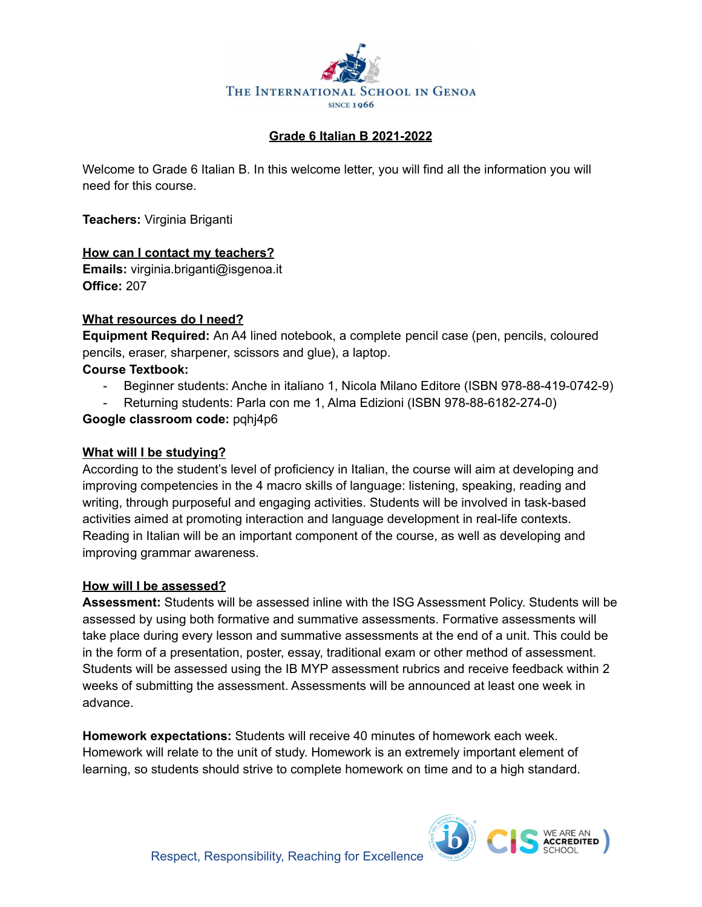THE INTERNATIONAL SCHOOL IN GENOA
SINCE 1966

## Grade 6 Italian B 2021-2022

Welcome to Grade 6 Italian B. In this welcome letter, you will find all the information you will need for this course.

**Teachers:** Virginia Briganti

### How can I contact my teachers?

**Emails:** virginia.briganti@isgenoa.it
**Office:** 207

### What resources do I need?

**Equipment Required:** An A4 lined notebook, a complete pencil case (pen, pencils, coloured pencils, eraser, sharpener, scissors and glue), a laptop.
**Course Textbook:**

- Beginner students: Anche in italiano 1, Nicola Milano Editore (ISBN 978-88-419-0742-9)
- Returning students: Parla con me 1, Alma Edizioni (ISBN 978-88-6182-274-0)

**Google classroom code:** pqhj4p6

### What will I be studying?

According to the student's level of proficiency in Italian, the course will aim at developing and improving competencies in the 4 macro skills of language: listening, speaking, reading and writing, through purposeful and engaging activities. Students will be involved in task-based activities aimed at promoting interaction and language development in real-life contexts. Reading in Italian will be an important component of the course, as well as developing and improving grammar awareness.

### How will I be assessed?

**Assessment:** Students will be assessed inline with the ISG Assessment Policy. Students will be assessed by using both formative and summative assessments. Formative assessments will take place during every lesson and summative assessments at the end of a unit. This could be in the form of a presentation, poster, essay, traditional exam or other method of assessment. Students will be assessed using the IB MYP assessment rubrics and receive feedback within 2 weeks of submitting the assessment. Assessments will be announced at least one week in advance.

**Homework expectations:** Students will receive 40 minutes of homework each week. Homework will relate to the unit of study. Homework is an extremely important element of learning, so students should strive to complete homework on time and to a high standard.